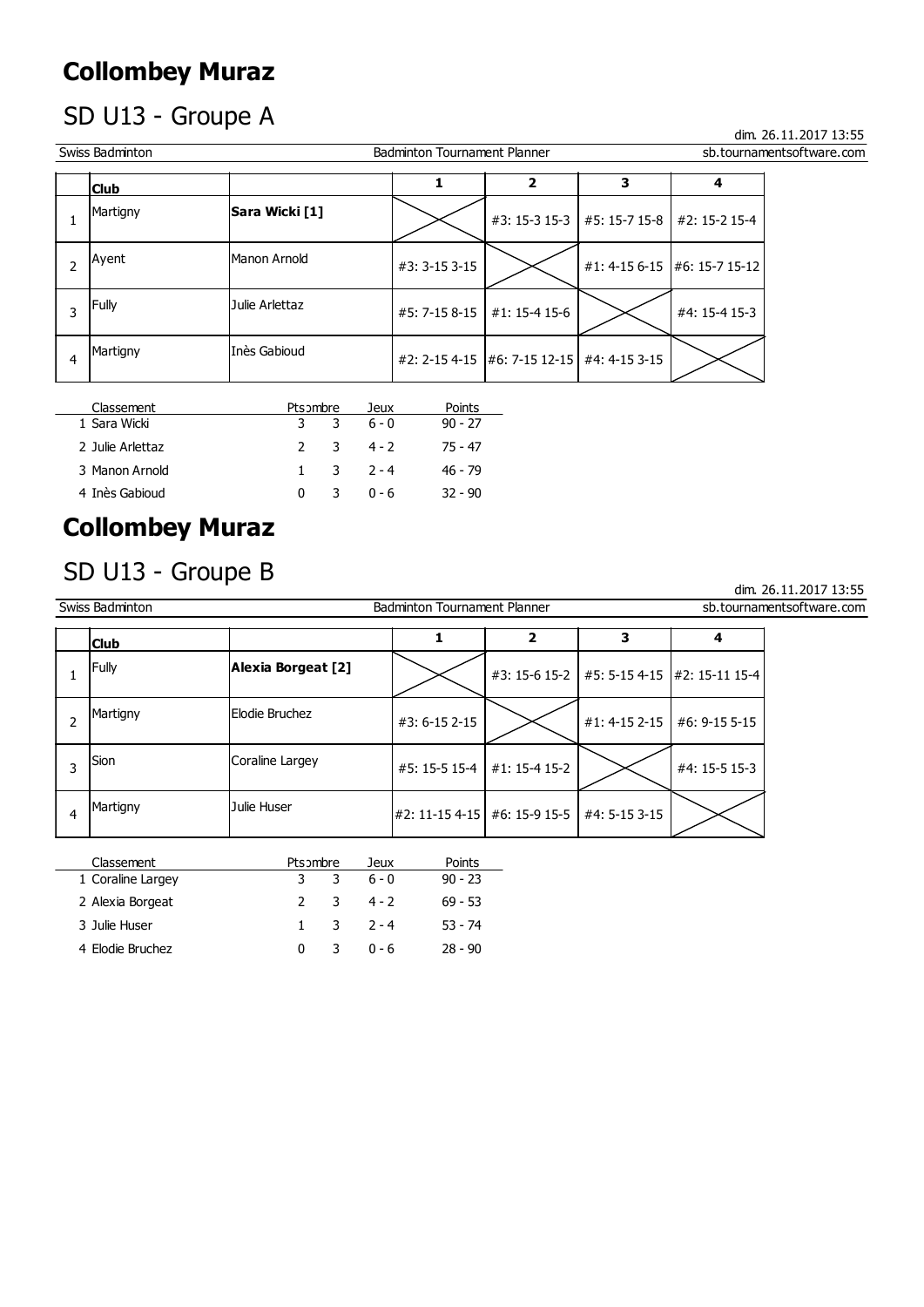# Collombey Muraz

## SD U13 - Groupe A

dim. 26.11.2017 13:55

Swiss Badminton | Badminton Tournament Planner | sb.tournamentsoftware.com

| | Club | | 1 | 2 | 3 | 4 |
|---|---|---|---|---|---|---|
| 1 | Martigny | **Sara Wicki [1]** | | #3: 15-3 15-3 | #5: 15-7 15-8 | #2: 15-2 15-4 |
| 2 | Ayent | Manon Arnold | #3: 3-15 3-15 | | #1: 4-15 6-15 | #6: 15-7 15-12 |
| 3 | Fully | Julie Arlettaz | #5: 7-15 8-15 | #1: 15-4 15-6 | | #4: 15-4 15-3 |
| 4 | Martigny | Inès Gabioud | #2: 2-15 4-15 | #6: 7-15 12-15 | #4: 4-15 3-15 | |

| Classement | Pts | nombre | Jeux | Points |
|---|---|---|---|---|
| 1 Sara Wicki | 3 | 3 | 6 - 0 | 90 - 27 |
| 2 Julie Arlettaz | 2 | 3 | 4 - 2 | 75 - 47 |
| 3 Manon Arnold | 1 | 3 | 2 - 4 | 46 - 79 |
| 4 Inès Gabioud | 0 | 3 | 0 - 6 | 32 - 90 |

# Collombey Muraz

## SD U13 - Groupe B

dim. 26.11.2017 13:55

Swiss Badminton | Badminton Tournament Planner | sb.tournamentsoftware.com

| | Club | | 1 | 2 | 3 | 4 |
|---|---|---|---|---|---|---|
| 1 | Fully | **Alexia Borgeat [2]** | | #3: 15-6 15-2 | #5: 5-15 4-15 | #2: 15-11 15-4 |
| 2 | Martigny | Elodie Bruchez | #3: 6-15 2-15 | | #1: 4-15 2-15 | #6: 9-15 5-15 |
| 3 | Sion | Coraline Largey | #5: 15-5 15-4 | #1: 15-4 15-2 | | #4: 15-5 15-3 |
| 4 | Martigny | Julie Huser | #2: 11-15 4-15 | #6: 15-9 15-5 | #4: 5-15 3-15 | |

| Classement | Pts | nombre | Jeux | Points |
|---|---|---|---|---|
| 1 Coraline Largey | 3 | 3 | 6 - 0 | 90 - 23 |
| 2 Alexia Borgeat | 2 | 3 | 4 - 2 | 69 - 53 |
| 3 Julie Huser | 1 | 3 | 2 - 4 | 53 - 74 |
| 4 Elodie Bruchez | 0 | 3 | 0 - 6 | 28 - 90 |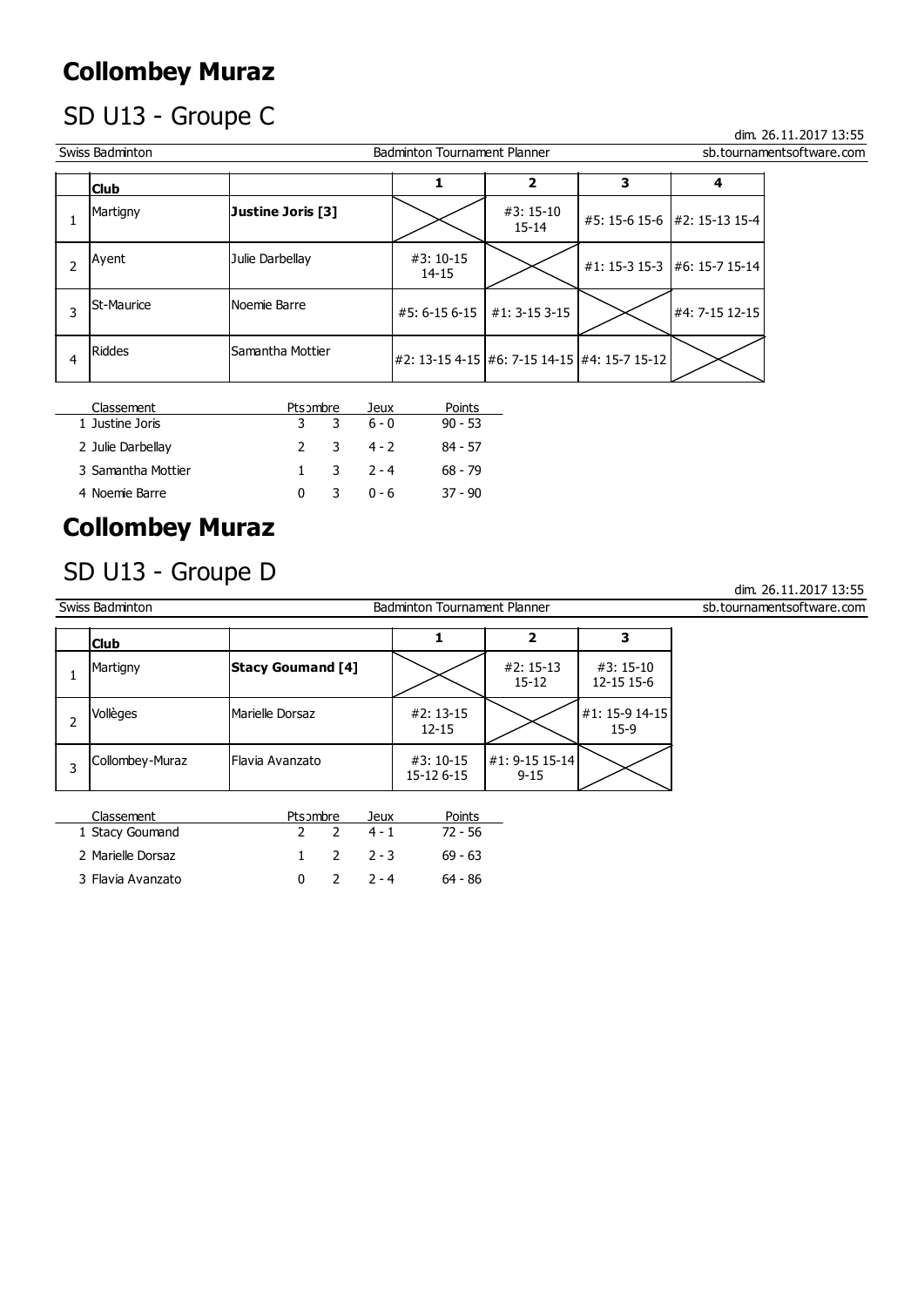# Collombey Muraz

## SD U13 - Groupe C

dim. 26.11.2017 13:55

Swiss Badminton | Badminton Tournament Planner | sb.tournamentsoftware.com

| | Club | | 1 | 2 | 3 | 4 |
|---|---|---|---|---|---|---|
| 1 | Martigny | **Justine Joris [3]** | | #3: 15-10 15-14 | #5: 15-6 15-6 | #2: 15-13 15-4 |
| 2 | Ayent | Julie Darbellay | #3: 10-15 14-15 | | #1: 15-3 15-3 | #6: 15-7 15-14 |
| 3 | St-Maurice | Noemie Barre | #5: 6-15 6-15 | #1: 3-15 3-15 | | #4: 7-15 12-15 |
| 4 | Riddes | Samantha Mottier | #2: 13-15 4-15 | #6: 7-15 14-15 | #4: 15-7 15-12 | |

| Classement | Pts | Nombre | Jeux | Points |
|---|---|---|---|---|
| 1 Justine Joris | 3 | 3 | 6 - 0 | 90 - 53 |
| 2 Julie Darbellay | 2 | 3 | 4 - 2 | 84 - 57 |
| 3 Samantha Mottier | 1 | 3 | 2 - 4 | 68 - 79 |
| 4 Noemie Barre | 0 | 3 | 0 - 6 | 37 - 90 |

# Collombey Muraz

## SD U13 - Groupe D

dim. 26.11.2017 13:55

Swiss Badminton | Badminton Tournament Planner | sb.tournamentsoftware.com

| | Club | | 1 | 2 | 3 |
|---|---|---|---|---|---|
| 1 | Martigny | **Stacy Goumand [4]** | | #2: 15-13 15-12 | #3: 15-10 12-15 15-6 |
| 2 | Vollèges | Marielle Dorsaz | #2: 13-15 12-15 | | #1: 15-9 14-15 15-9 |
| 3 | Collombey-Muraz | Flavia Avanzato | #3: 10-15 15-12 6-15 | #1: 9-15 15-14 9-15 | |

| Classement | Pts | Nombre | Jeux | Points |
|---|---|---|---|---|
| 1 Stacy Goumand | 2 | 2 | 4 - 1 | 72 - 56 |
| 2 Marielle Dorsaz | 1 | 2 | 2 - 3 | 69 - 63 |
| 3 Flavia Avanzato | 0 | 2 | 2 - 4 | 64 - 86 |